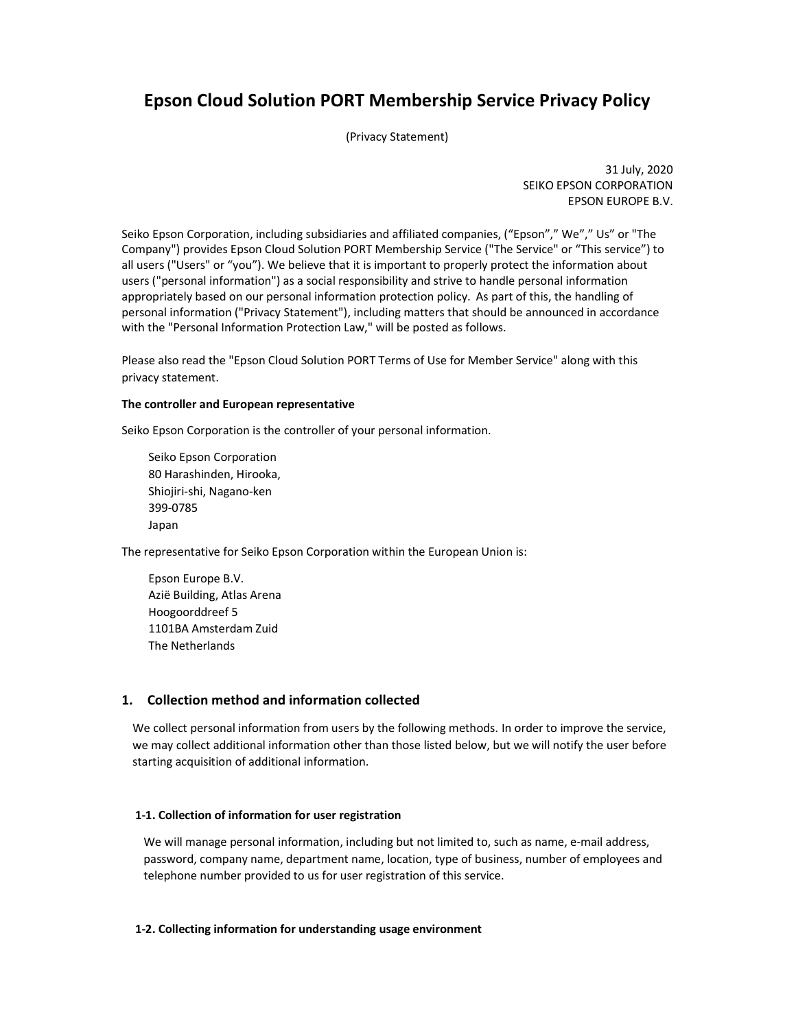# Epson Cloud Solution PORT Membership Service Privacy Policy

(Privacy Statement)

31 July, 2020
SEIKO EPSON CORPORATION
EPSON EUROPE B.V.

Seiko Epson Corporation, including subsidiaries and affiliated companies, ("Epson"," We"," Us" or "The Company") provides Epson Cloud Solution PORT Membership Service ("The Service" or "This service") to all users ("Users" or "you"). We believe that it is important to properly protect the information about users ("personal information") as a social responsibility and strive to handle personal information appropriately based on our personal information protection policy. As part of this, the handling of personal information ("Privacy Statement"), including matters that should be announced in accordance with the "Personal Information Protection Law," will be posted as follows.

Please also read the "Epson Cloud Solution PORT Terms of Use for Member Service" along with this privacy statement.

**The controller and European representative**

Seiko Epson Corporation is the controller of your personal information.

Seiko Epson Corporation
80 Harashinden, Hirooka,
Shiojiri-shi, Nagano-ken
399-0785
Japan

The representative for Seiko Epson Corporation within the European Union is:

Epson Europe B.V.
Azië Building, Atlas Arena
Hoogoorddreef 5
1101BA Amsterdam Zuid
The Netherlands

## 1. Collection method and information collected

We collect personal information from users by the following methods. In order to improve the service, we may collect additional information other than those listed below, but we will notify the user before starting acquisition of additional information.

### 1-1. Collection of information for user registration

We will manage personal information, including but not limited to, such as name, e-mail address, password, company name, department name, location, type of business, number of employees and telephone number provided to us for user registration of this service.

### 1-2. Collecting information for understanding usage environment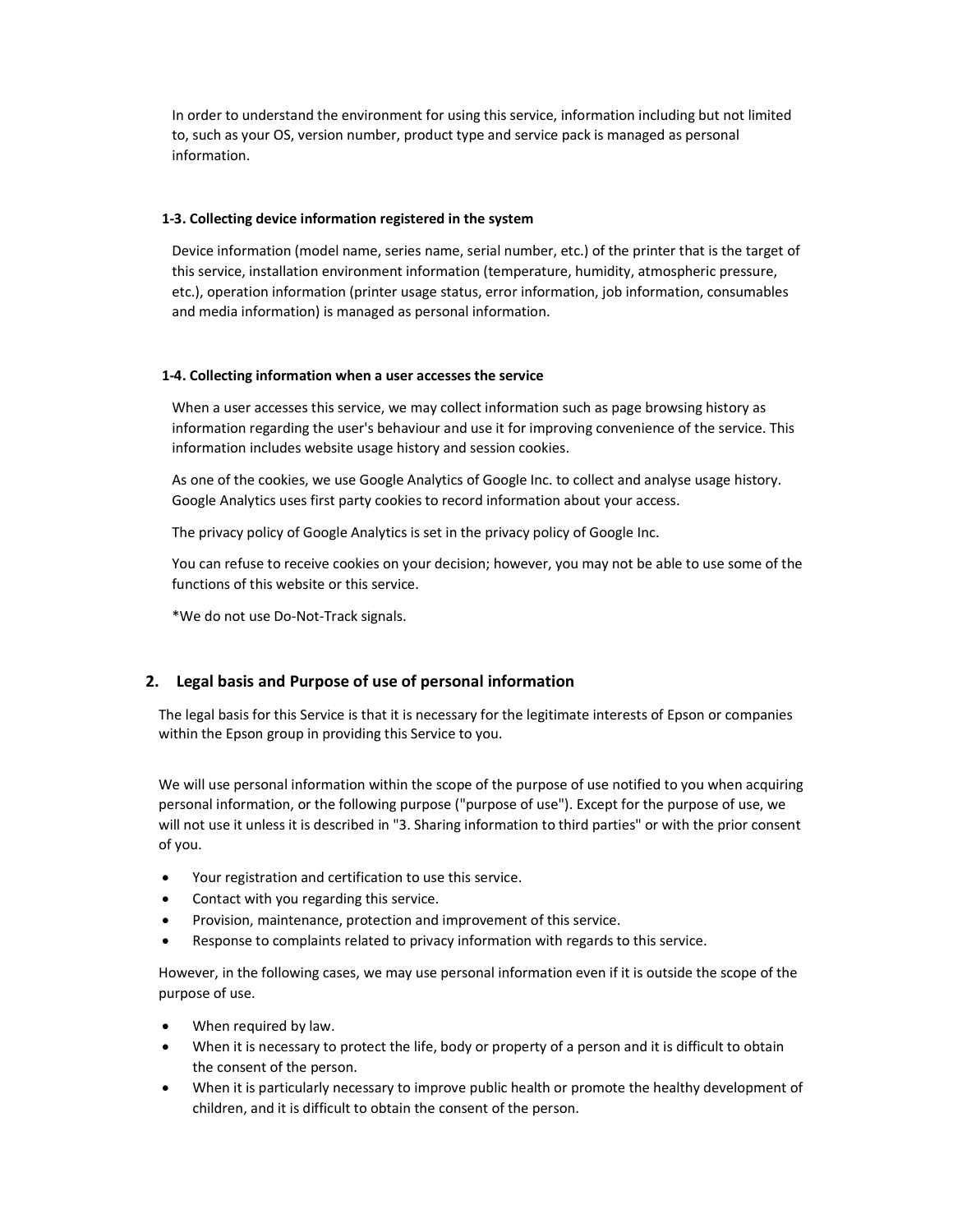In order to understand the environment for using this service, information including but not limited to, such as your OS, version number, product type and service pack is managed as personal information.

### 1-3. Collecting device information registered in the system

Device information (model name, series name, serial number, etc.) of the printer that is the target of this service, installation environment information (temperature, humidity, atmospheric pressure, etc.), operation information (printer usage status, error information, job information, consumables and media information) is managed as personal information.

### 1-4. Collecting information when a user accesses the service

When a user accesses this service, we may collect information such as page browsing history as information regarding the user's behaviour and use it for improving convenience of the service. This information includes website usage history and session cookies.

As one of the cookies, we use Google Analytics of Google Inc. to collect and analyse usage history. Google Analytics uses first party cookies to record information about your access.

The privacy policy of Google Analytics is set in the privacy policy of Google Inc.

You can refuse to receive cookies on your decision; however, you may not be able to use some of the functions of this website or this service.

*We do not use Do-Not-Track signals.

## 2. Legal basis and Purpose of use of personal information

The legal basis for this Service is that it is necessary for the legitimate interests of Epson or companies within the Epson group in providing this Service to you.

We will use personal information within the scope of the purpose of use notified to you when acquiring personal information, or the following purpose ("purpose of use"). Except for the purpose of use, we will not use it unless it is described in "3. Sharing information to third parties" or with the prior consent of you.

- Your registration and certification to use this service.
- Contact with you regarding this service.
- Provision, maintenance, protection and improvement of this service.
- Response to complaints related to privacy information with regards to this service.

However, in the following cases, we may use personal information even if it is outside the scope of the purpose of use.

- When required by law.
- When it is necessary to protect the life, body or property of a person and it is difficult to obtain the consent of the person.
- When it is particularly necessary to improve public health or promote the healthy development of children, and it is difficult to obtain the consent of the person.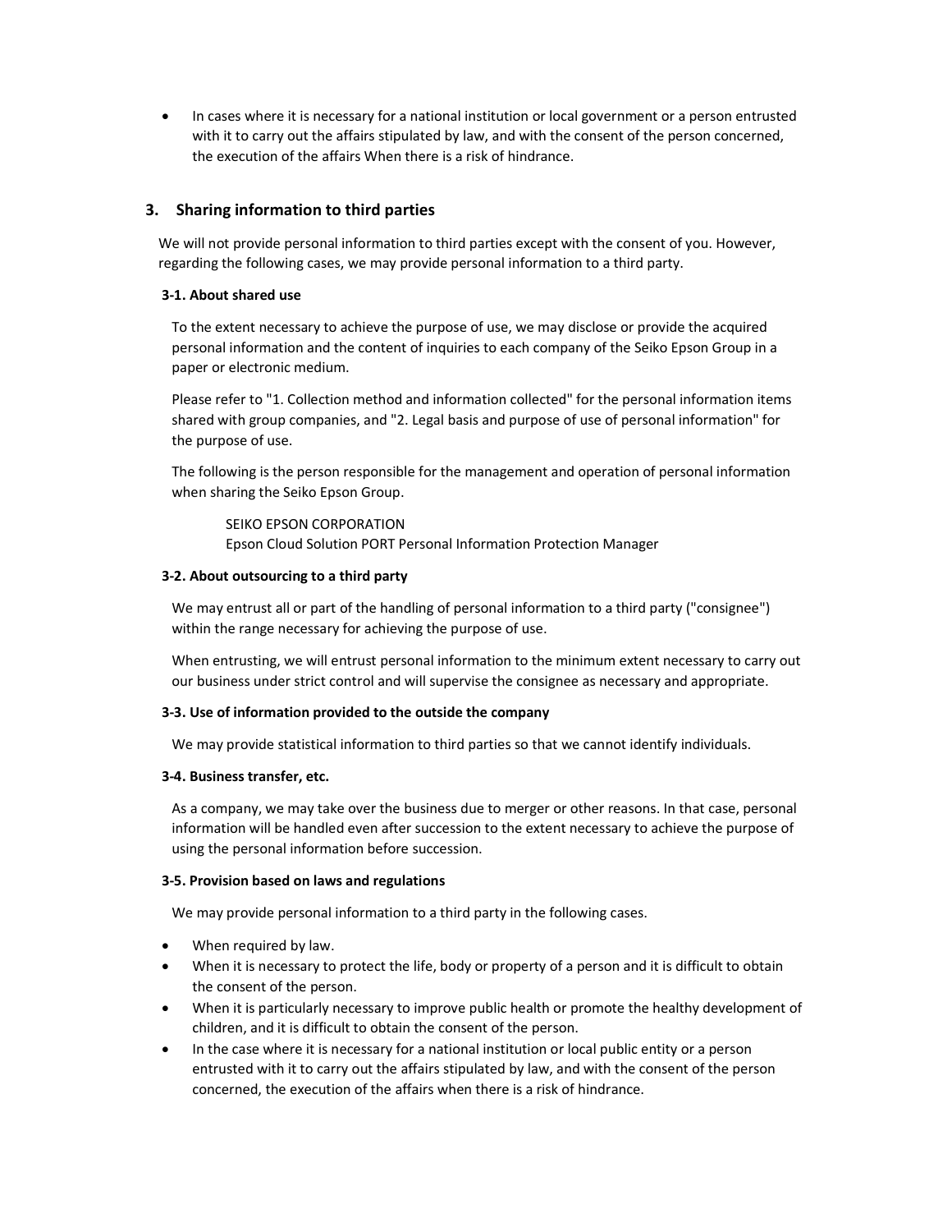- In cases where it is necessary for a national institution or local government or a person entrusted with it to carry out the affairs stipulated by law, and with the consent of the person concerned, the execution of the affairs When there is a risk of hindrance.

## 3. Sharing information to third parties

We will not provide personal information to third parties except with the consent of you. However, regarding the following cases, we may provide personal information to a third party.

**3-1. About shared use**

To the extent necessary to achieve the purpose of use, we may disclose or provide the acquired personal information and the content of inquiries to each company of the Seiko Epson Group in a paper or electronic medium.

Please refer to "1. Collection method and information collected" for the personal information items shared with group companies, and "2. Legal basis and purpose of use of personal information" for the purpose of use.

The following is the person responsible for the management and operation of personal information when sharing the Seiko Epson Group.

> SEIKO EPSON CORPORATION
> Epson Cloud Solution PORT Personal Information Protection Manager

**3-2. About outsourcing to a third party**

We may entrust all or part of the handling of personal information to a third party ("consignee") within the range necessary for achieving the purpose of use.

When entrusting, we will entrust personal information to the minimum extent necessary to carry out our business under strict control and will supervise the consignee as necessary and appropriate.

**3-3. Use of information provided to the outside the company**

We may provide statistical information to third parties so that we cannot identify individuals.

**3-4. Business transfer, etc.**

As a company, we may take over the business due to merger or other reasons. In that case, personal information will be handled even after succession to the extent necessary to achieve the purpose of using the personal information before succession.

**3-5. Provision based on laws and regulations**

We may provide personal information to a third party in the following cases.

- When required by law.
- When it is necessary to protect the life, body or property of a person and it is difficult to obtain the consent of the person.
- When it is particularly necessary to improve public health or promote the healthy development of children, and it is difficult to obtain the consent of the person.
- In the case where it is necessary for a national institution or local public entity or a person entrusted with it to carry out the affairs stipulated by law, and with the consent of the person concerned, the execution of the affairs when there is a risk of hindrance.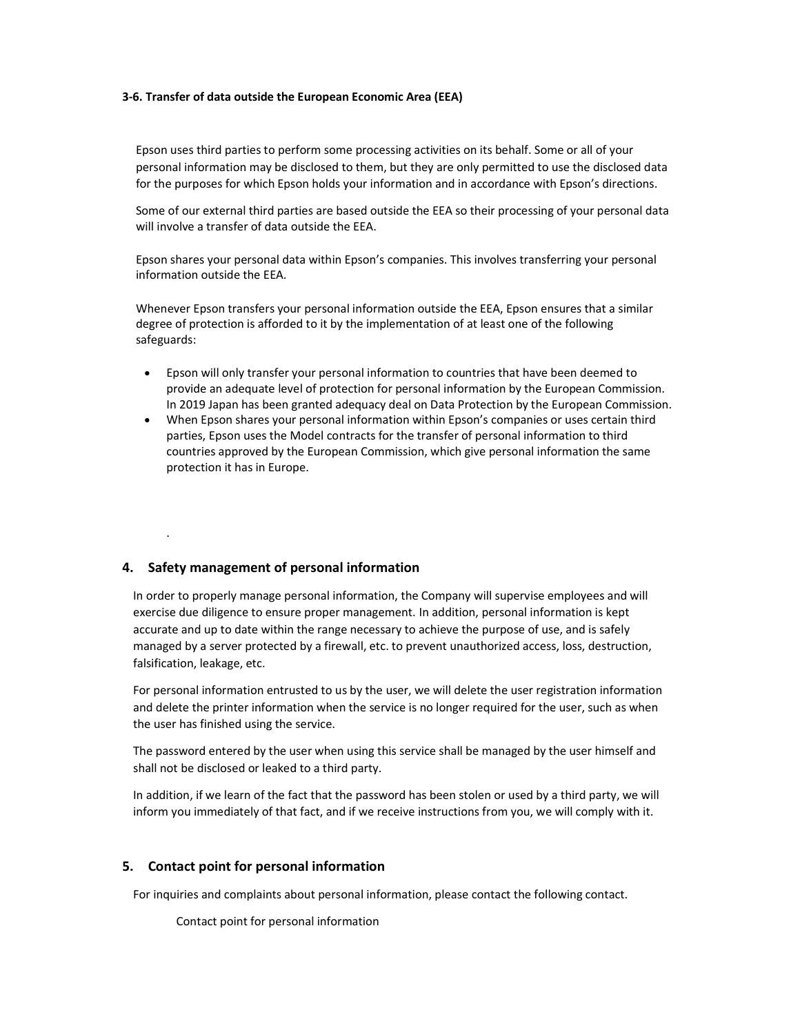#### 3-6. Transfer of data outside the European Economic Area (EEA)

Epson uses third parties to perform some processing activities on its behalf. Some or all of your personal information may be disclosed to them, but they are only permitted to use the disclosed data for the purposes for which Epson holds your information and in accordance with Epson's directions.

Some of our external third parties are based outside the EEA so their processing of your personal data will involve a transfer of data outside the EEA.

Epson shares your personal data within Epson's companies. This involves transferring your personal information outside the EEA.

Whenever Epson transfers your personal information outside the EEA, Epson ensures that a similar degree of protection is afforded to it by the implementation of at least one of the following safeguards:

- Epson will only transfer your personal information to countries that have been deemed to provide an adequate level of protection for personal information by the European Commission. In 2019 Japan has been granted adequacy deal on Data Protection by the European Commission.
- When Epson shares your personal information within Epson's companies or uses certain third parties, Epson uses the Model contracts for the transfer of personal information to third countries approved by the European Commission, which give personal information the same protection it has in Europe.

.

## 4. Safety management of personal information

In order to properly manage personal information, the Company will supervise employees and will exercise due diligence to ensure proper management. In addition, personal information is kept accurate and up to date within the range necessary to achieve the purpose of use, and is safely managed by a server protected by a firewall, etc. to prevent unauthorized access, loss, destruction, falsification, leakage, etc.

For personal information entrusted to us by the user, we will delete the user registration information and delete the printer information when the service is no longer required for the user, such as when the user has finished using the service.

The password entered by the user when using this service shall be managed by the user himself and shall not be disclosed or leaked to a third party.

In addition, if we learn of the fact that the password has been stolen or used by a third party, we will inform you immediately of that fact, and if we receive instructions from you, we will comply with it.

## 5. Contact point for personal information

For inquiries and complaints about personal information, please contact the following contact.

Contact point for personal information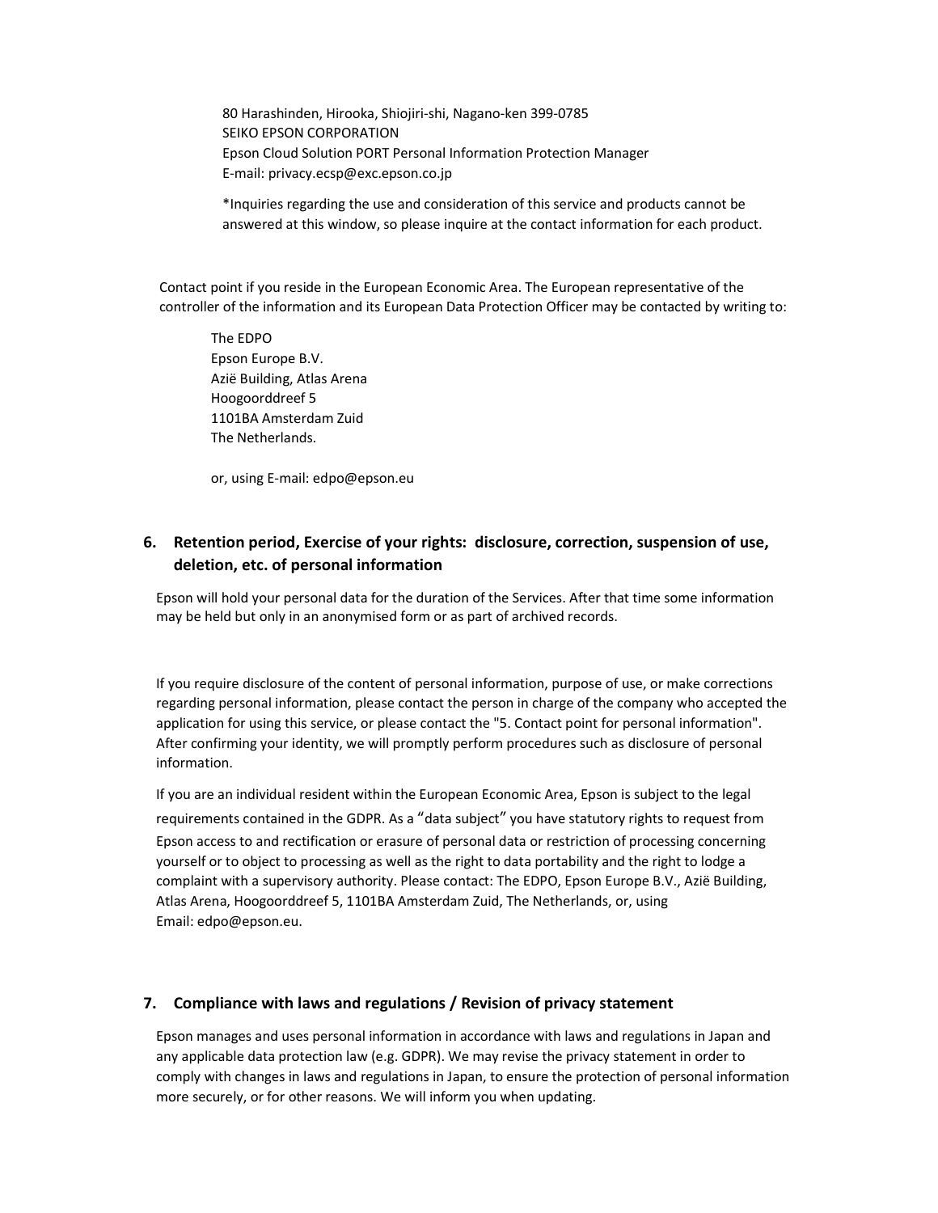80 Harashinden, Hirooka, Shiojiri-shi, Nagano-ken 399-0785
SEIKO EPSON CORPORATION
Epson Cloud Solution PORT Personal Information Protection Manager
E-mail: privacy.ecsp@exc.epson.co.jp

*Inquiries regarding the use and consideration of this service and products cannot be answered at this window, so please inquire at the contact information for each product.

Contact point if you reside in the European Economic Area. The European representative of the controller of the information and its European Data Protection Officer may be contacted by writing to:

The EDPO
Epson Europe B.V.
Azië Building, Atlas Arena
Hoogoorddreef 5
1101BA Amsterdam Zuid
The Netherlands.

or, using E-mail: edpo@epson.eu

## 6. Retention period, Exercise of your rights: disclosure, correction, suspension of use, deletion, etc. of personal information

Epson will hold your personal data for the duration of the Services. After that time some information may be held but only in an anonymised form or as part of archived records.

If you require disclosure of the content of personal information, purpose of use, or make corrections regarding personal information, please contact the person in charge of the company who accepted the application for using this service, or please contact the "5. Contact point for personal information". After confirming your identity, we will promptly perform procedures such as disclosure of personal information.

If you are an individual resident within the European Economic Area, Epson is subject to the legal requirements contained in the GDPR. As a "data subject" you have statutory rights to request from Epson access to and rectification or erasure of personal data or restriction of processing concerning yourself or to object to processing as well as the right to data portability and the right to lodge a complaint with a supervisory authority. Please contact: The EDPO, Epson Europe B.V., Azië Building, Atlas Arena, Hoogoorddreef 5, 1101BA Amsterdam Zuid, The Netherlands, or, using Email: edpo@epson.eu.

## 7. Compliance with laws and regulations / Revision of privacy statement

Epson manages and uses personal information in accordance with laws and regulations in Japan and any applicable data protection law (e.g. GDPR). We may revise the privacy statement in order to comply with changes in laws and regulations in Japan, to ensure the protection of personal information more securely, or for other reasons. We will inform you when updating.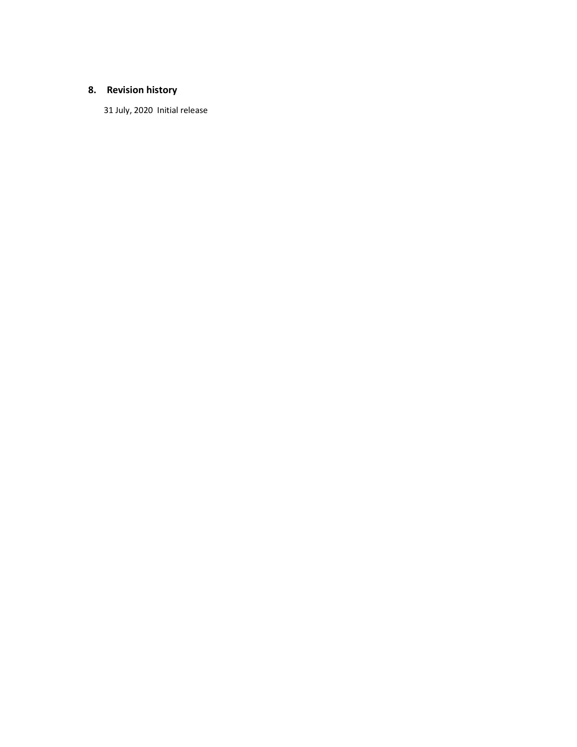## 8. Revision history

31 July, 2020 Initial release